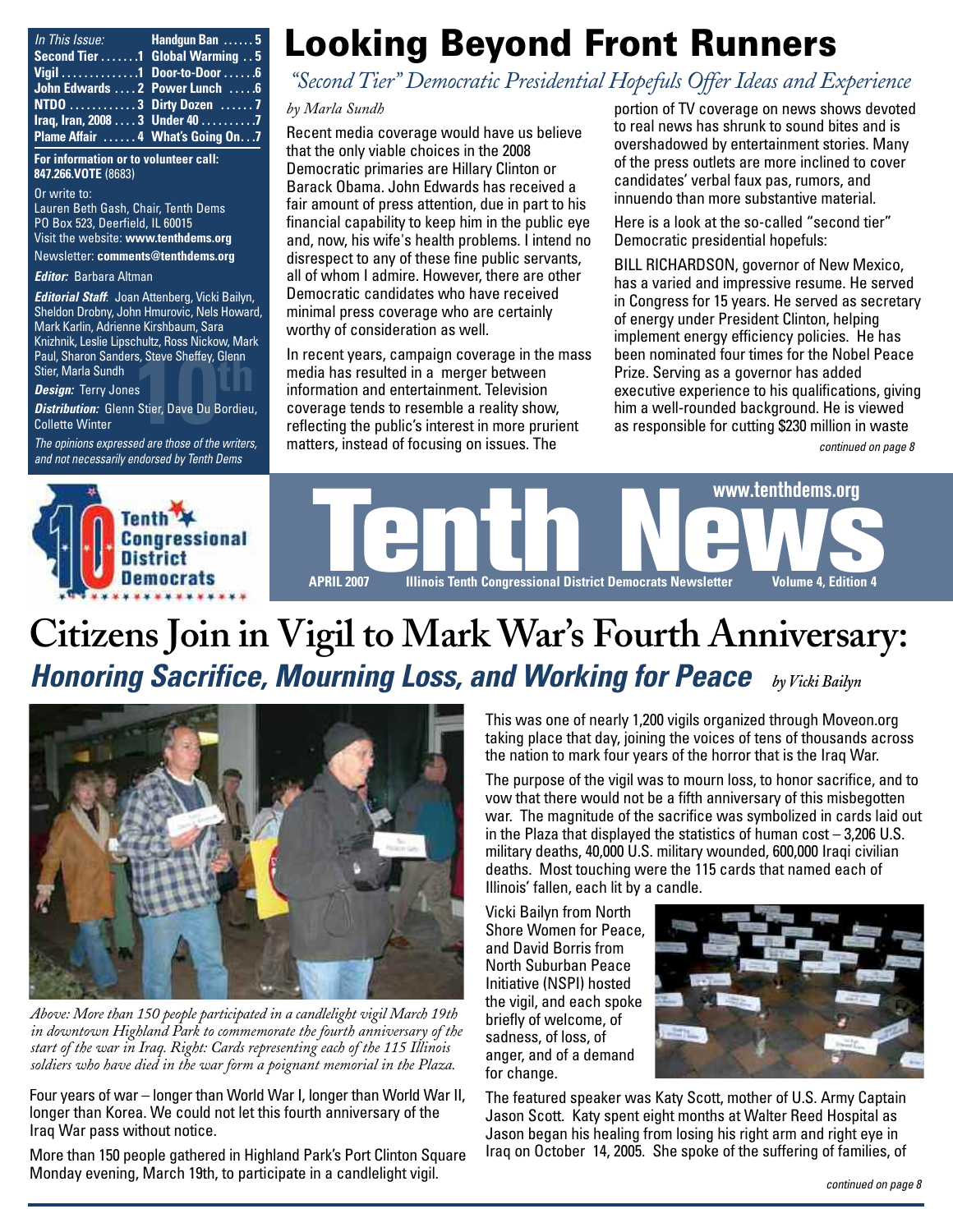**In This Issue:**

| | |
|---|---|
| Second Tier . . . . . . .1 | Handgun Ban . . . . . .5 |
| Vigil . . . . . . . . . . . . . .1 | Global Warming . .5 |
| John Edwards . . . .2 | Door-to-Door . . . . . .6 |
| NTDO . . . . . . . . . . . .3 | Power Lunch . . . . .6 |
| Iraq, Iran, 2008 . . . .3 | Dirty Dozen . . . . . .7 |
| Plame Affair . . . . . .4 | Under 40 . . . . . . . . .7 |
| | What's Going On. . .7 |

**For information or to volunteer call: 847.266.VOTE** (8683)

Or write to:
Lauren Beth Gash, Chair, Tenth Dems
PO Box 523, Deerfield, IL 60015
Visit the website: **www.tenthdems.org**
Newsletter: **comments@tenthdems.org**

***Editor:*** Barbara Altman

***Editorial Staff:*** Joan Attenberg, Vicki Bailyn, Sheldon Drobny, John Hmurovic, Nels Howard, Mark Karlin, Adrienne Kirshbaum, Sara Knizhnik, Leslie Lipschultz, Ross Nickow, Mark Paul, Sharon Sanders, Steve Sheffey, Glenn Stier, Marla Sundh

***Design:*** Terry Jones

***Distribution:*** Glenn Stier, Dave Du Bordieu, Collette Winter

*The opinions expressed are those of the writers, and not necessarily endorsed by Tenth Dems*

# Looking Beyond Front Runners

## *"Second Tier" Democratic Presidential Hopefuls Offer Ideas and Experience*

*by Marla Sundh*

Recent media coverage would have us believe that the only viable choices in the 2008 Democratic primaries are Hillary Clinton or Barack Obama. John Edwards has received a fair amount of press attention, due in part to his financial capability to keep him in the public eye and, now, his wife's health problems. I intend no disrespect to any of these fine public servants, all of whom I admire. However, there are other Democratic candidates who have received minimal press coverage who are certainly worthy of consideration as well.

In recent years, campaign coverage in the mass media has resulted in a merger between information and entertainment. Television coverage tends to resemble a reality show, reflecting the public's interest in more prurient matters, instead of focusing on issues. The portion of TV coverage on news shows devoted to real news has shrunk to sound bites and is overshadowed by entertainment stories. Many of the press outlets are more inclined to cover candidates' verbal faux pas, rumors, and innuendo than more substantive material.

Here is a look at the so-called "second tier" Democratic presidential hopefuls:

BILL RICHARDSON, governor of New Mexico, has a varied and impressive resume. He served in Congress for 15 years. He served as secretary of energy under President Clinton, helping implement energy efficiency policies. He has been nominated four times for the Nobel Peace Prize. Serving as a governor has added executive experience to his qualifications, giving him a well-rounded background. He is viewed as responsible for cutting $230 million in waste

*continued on page 8*

**Tenth Congressional District Democrats**

**Tenth News** — www.tenthdems.org — APRIL 2007 — Illinois Tenth Congressional District Democrats Newsletter — Volume 4, Edition 4

# Citizens Join in Vigil to Mark War's Fourth Anniversary:

## *Honoring Sacrifice, Mourning Loss, and Working for Peace*

*by Vicki Bailyn*

*Above: More than 150 people participated in a candlelight vigil March 19th in downtown Highland Park to commemorate the fourth anniversary of the start of the war in Iraq. Right: Cards representing each of the 115 Illinois soldiers who have died in the war form a poignant memorial in the Plaza.*

Four years of war – longer than World War I, longer than World War II, longer than Korea. We could not let this fourth anniversary of the Iraq War pass without notice.

More than 150 people gathered in Highland Park's Port Clinton Square Monday evening, March 19th, to participate in a candlelight vigil.

This was one of nearly 1,200 vigils organized through Moveon.org taking place that day, joining the voices of tens of thousands across the nation to mark four years of the horror that is the Iraq War.

The purpose of the vigil was to mourn loss, to honor sacrifice, and to vow that there would not be a fifth anniversary of this misbegotten war. The magnitude of the sacrifice was symbolized in cards laid out in the Plaza that displayed the statistics of human cost – 3,206 U.S. military deaths, 40,000 U.S. military wounded, 600,000 Iraqi civilian deaths. Most touching were the 115 cards that named each of Illinois' fallen, each lit by a candle.

Vicki Bailyn from North Shore Women for Peace, and David Borris from North Suburban Peace Initiative (NSPI) hosted the vigil, and each spoke briefly of welcome, of sadness, of loss, of anger, and of a demand for change.

The featured speaker was Katy Scott, mother of U.S. Army Captain Jason Scott. Katy spent eight months at Walter Reed Hospital as Jason began his healing from losing his right arm and right eye in Iraq on October 14, 2005. She spoke of the suffering of families, of

*continued on page 8*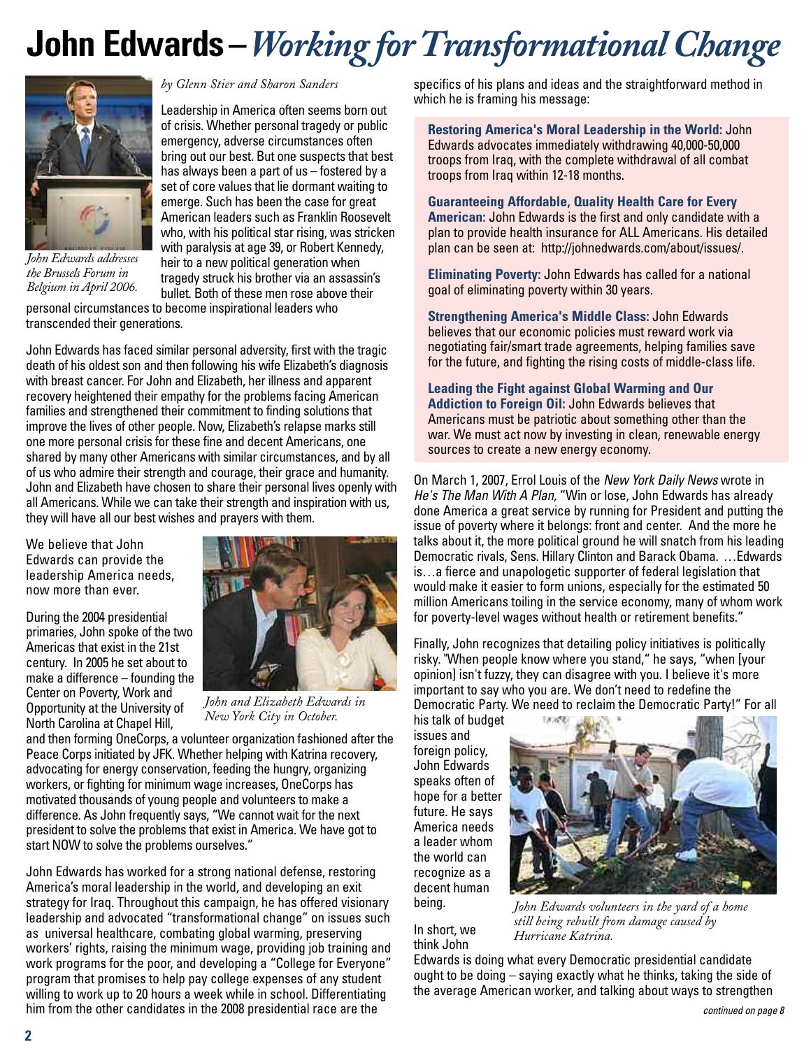# John Edwards – *Working for Transformational Change*

*by Glenn Stier and Sharon Sanders*

*John Edwards addresses the Brussels Forum in Belgium in April 2006.*

Leadership in America often seems born out of crisis. Whether personal tragedy or public emergency, adverse circumstances often bring out our best. But one suspects that best has always been a part of us – fostered by a set of core values that lie dormant waiting to emerge. Such has been the case for great American leaders such as Franklin Roosevelt who, with his political star rising, was stricken with paralysis at age 39, or Robert Kennedy, heir to a new political generation when tragedy struck his brother via an assassin's bullet. Both of these men rose above their personal circumstances to become inspirational leaders who transcended their generations.

John Edwards has faced similar personal adversity, first with the tragic death of his oldest son and then following his wife Elizabeth's diagnosis with breast cancer. For John and Elizabeth, her illness and apparent recovery heightened their empathy for the problems facing American families and strengthened their commitment to finding solutions that improve the lives of other people. Now, Elizabeth's relapse marks still one more personal crisis for these fine and decent Americans, one shared by many other Americans with similar circumstances, and by all of us who admire their strength and courage, their grace and humanity. John and Elizabeth have chosen to share their personal lives openly with all Americans. While we can take their strength and inspiration with us, they will have all our best wishes and prayers with them.

We believe that John Edwards can provide the leadership America needs, now more than ever.

*John and Elizabeth Edwards in New York City in October.*

During the 2004 presidential primaries, John spoke of the two Americas that exist in the 21st century. In 2005 he set about to make a difference – founding the Center on Poverty, Work and Opportunity at the University of North Carolina at Chapel Hill, and then forming OneCorps, a volunteer organization fashioned after the Peace Corps initiated by JFK. Whether helping with Katrina recovery, advocating for energy conservation, feeding the hungry, organizing workers, or fighting for minimum wage increases, OneCorps has motivated thousands of young people and volunteers to make a difference. As John frequently says, "We cannot wait for the next president to solve the problems that exist in America. We have got to start NOW to solve the problems ourselves."

John Edwards has worked for a strong national defense, restoring America's moral leadership in the world, and developing an exit strategy for Iraq. Throughout this campaign, he has offered visionary leadership and advocated "transformational change" on issues such as universal healthcare, combating global warming, preserving workers' rights, raising the minimum wage, providing job training and work programs for the poor, and developing a "College for Everyone" program that promises to help pay college expenses of any student willing to work up to 20 hours a week while in school. Differentiating him from the other candidates in the 2008 presidential race are the specifics of his plans and ideas and the straightforward method in which he is framing his message:

**Restoring America's Moral Leadership in the World:** John Edwards advocates immediately withdrawing 40,000-50,000 troops from Iraq, with the complete withdrawal of all combat troops from Iraq within 12-18 months.

**Guaranteeing Affordable, Quality Health Care for Every American:** John Edwards is the first and only candidate with a plan to provide health insurance for ALL Americans. His detailed plan can be seen at: http://johnedwards.com/about/issues/.

**Eliminating Poverty:** John Edwards has called for a national goal of eliminating poverty within 30 years.

**Strengthening America's Middle Class:** John Edwards believes that our economic policies must reward work via negotiating fair/smart trade agreements, helping families save for the future, and fighting the rising costs of middle-class life.

**Leading the Fight against Global Warming and Our Addiction to Foreign Oil:** John Edwards believes that Americans must be patriotic about something other than the war. We must act now by investing in clean, renewable energy sources to create a new energy economy.

On March 1, 2007, Errol Louis of the *New York Daily News* wrote in *He's The Man With A Plan,* "Win or lose, John Edwards has already done America a great service by running for President and putting the issue of poverty where it belongs: front and center. And the more he talks about it, the more political ground he will snatch from his leading Democratic rivals, Sens. Hillary Clinton and Barack Obama. …Edwards is…a fierce and unapologetic supporter of federal legislation that would make it easier to form unions, especially for the estimated 50 million Americans toiling in the service economy, many of whom work for poverty-level wages without health or retirement benefits."

Finally, John recognizes that detailing policy initiatives is politically risky. "When people know where you stand," he says, "when [your opinion] isn't fuzzy, they can disagree with you. I believe it's more important to say who you are. We don't need to redefine the Democratic Party. We need to reclaim the Democratic Party!" For all his talk of budget issues and foreign policy, John Edwards speaks often of hope for a better future. He says America needs a leader whom the world can recognize as a decent human being.

*John Edwards volunteers in the yard of a home still being rebuilt from damage caused by Hurricane Katrina.*

In short, we think John Edwards is doing what every Democratic presidential candidate ought to be doing – saying exactly what he thinks, taking the side of the average American worker, and talking about ways to strengthen

*continued on page 8*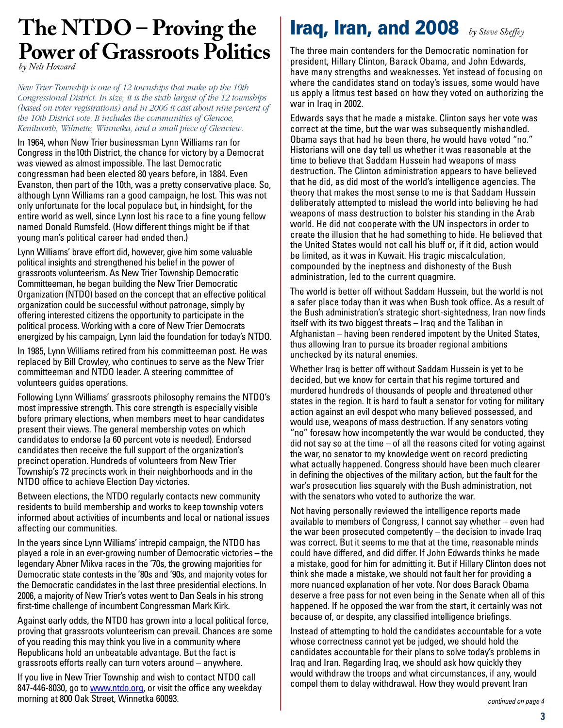# The NTDO – Proving the Power of Grassroots Politics

*by Nels Howard*

*New Trier Township is one of 12 townships that make up the 10th Congressional District. In size, it is the sixth largest of the 12 townships (based on voter registrations) and in 2006 it cast about nine percent of the 10th District vote. It includes the communities of Glencoe, Kenilworth, Wilmette, Winnetka, and a small piece of Glenview.*

In 1964, when New Trier businessman Lynn Williams ran for Congress in the10th District, the chance for victory by a Democrat was viewed as almost impossible. The last Democratic congressman had been elected 80 years before, in 1884. Even Evanston, then part of the 10th, was a pretty conservative place. So, although Lynn Williams ran a good campaign, he lost. This was not only unfortunate for the local populace but, in hindsight, for the entire world as well, since Lynn lost his race to a fine young fellow named Donald Rumsfeld. (How different things might be if that young man's political career had ended then.)

Lynn Williams' brave effort did, however, give him some valuable political insights and strengthened his belief in the power of grassroots volunteerism. As New Trier Township Democratic Committeeman, he began building the New Trier Democratic Organization (NTDO) based on the concept that an effective political organization could be successful without patronage, simply by offering interested citizens the opportunity to participate in the political process. Working with a core of New Trier Democrats energized by his campaign, Lynn laid the foundation for today's NTDO.

In 1985, Lynn Williams retired from his committeeman post. He was replaced by Bill Crowley, who continues to serve as the New Trier committeeman and NTDO leader. A steering committee of volunteers guides operations.

Following Lynn Williams' grassroots philosophy remains the NTDO's most impressive strength. This core strength is especially visible before primary elections, when members meet to hear candidates present their views. The general membership votes on which candidates to endorse (a 60 percent vote is needed). Endorsed candidates then receive the full support of the organization's precinct operation. Hundreds of volunteers from New Trier Township's 72 precincts work in their neighborhoods and in the NTDO office to achieve Election Day victories.

Between elections, the NTDO regularly contacts new community residents to build membership and works to keep township voters informed about activities of incumbents and local or national issues affecting our communities.

In the years since Lynn Williams' intrepid campaign, the NTDO has played a role in an ever-growing number of Democratic victories – the legendary Abner Mikva races in the '70s, the growing majorities for Democratic state contests in the '80s and '90s, and majority votes for the Democratic candidates in the last three presidential elections. In 2006, a majority of New Trier's votes went to Dan Seals in his strong first-time challenge of incumbent Congressman Mark Kirk.

Against early odds, the NTDO has grown into a local political force, proving that grassroots volunteerism can prevail. Chances are some of you reading this may think you live in a community where Republicans hold an unbeatable advantage. But the fact is grassroots efforts really can turn voters around – anywhere.

If you live in New Trier Township and wish to contact NTDO call 847-446-8030, go to www.ntdo.org, or visit the office any weekday morning at 800 Oak Street, Winnetka 60093.

# Iraq, Iran, and 2008

*by Steve Sheffey*

The three main contenders for the Democratic nomination for president, Hillary Clinton, Barack Obama, and John Edwards, have many strengths and weaknesses. Yet instead of focusing on where the candidates stand on today's issues, some would have us apply a litmus test based on how they voted on authorizing the war in Iraq in 2002.

Edwards says that he made a mistake. Clinton says her vote was correct at the time, but the war was subsequently mishandled. Obama says that had he been there, he would have voted "no." Historians will one day tell us whether it was reasonable at the time to believe that Saddam Hussein had weapons of mass destruction. The Clinton administration appears to have believed that he did, as did most of the world's intelligence agencies. The theory that makes the most sense to me is that Saddam Hussein deliberately attempted to mislead the world into believing he had weapons of mass destruction to bolster his standing in the Arab world. He did not cooperate with the UN inspectors in order to create the illusion that he had something to hide. He believed that the United States would not call his bluff or, if it did, action would be limited, as it was in Kuwait. His tragic miscalculation, compounded by the ineptness and dishonesty of the Bush administration, led to the current quagmire.

The world is better off without Saddam Hussein, but the world is not a safer place today than it was when Bush took office. As a result of the Bush administration's strategic short-sightedness, Iran now finds itself with its two biggest threats – Iraq and the Taliban in Afghanistan – having been rendered impotent by the United States, thus allowing Iran to pursue its broader regional ambitions unchecked by its natural enemies.

Whether Iraq is better off without Saddam Hussein is yet to be decided, but we know for certain that his regime tortured and murdered hundreds of thousands of people and threatened other states in the region. It is hard to fault a senator for voting for military action against an evil despot who many believed possessed, and would use, weapons of mass destruction. If any senators voting "no" foresaw how incompetently the war would be conducted, they did not say so at the time – of all the reasons cited for voting against the war, no senator to my knowledge went on record predicting what actually happened. Congress should have been much clearer in defining the objectives of the military action, but the fault for the war's prosecution lies squarely with the Bush administration, not with the senators who voted to authorize the war.

Not having personally reviewed the intelligence reports made available to members of Congress, I cannot say whether – even had the war been prosecuted competently – the decision to invade Iraq was correct. But it seems to me that at the time, reasonable minds could have differed, and did differ. If John Edwards thinks he made a mistake, good for him for admitting it. But if Hillary Clinton does not think she made a mistake, we should not fault her for providing a more nuanced explanation of her vote. Nor does Barack Obama deserve a free pass for not even being in the Senate when all of this happened. If he opposed the war from the start, it certainly was not because of, or despite, any classified intelligence briefings.

Instead of attempting to hold the candidates accountable for a vote whose correctness cannot yet be judged, we should hold the candidates accountable for their plans to solve today's problems in Iraq and Iran. Regarding Iraq, we should ask how quickly they would withdraw the troops and what circumstances, if any, would compel them to delay withdrawal. How they would prevent Iran

*continued on page 4*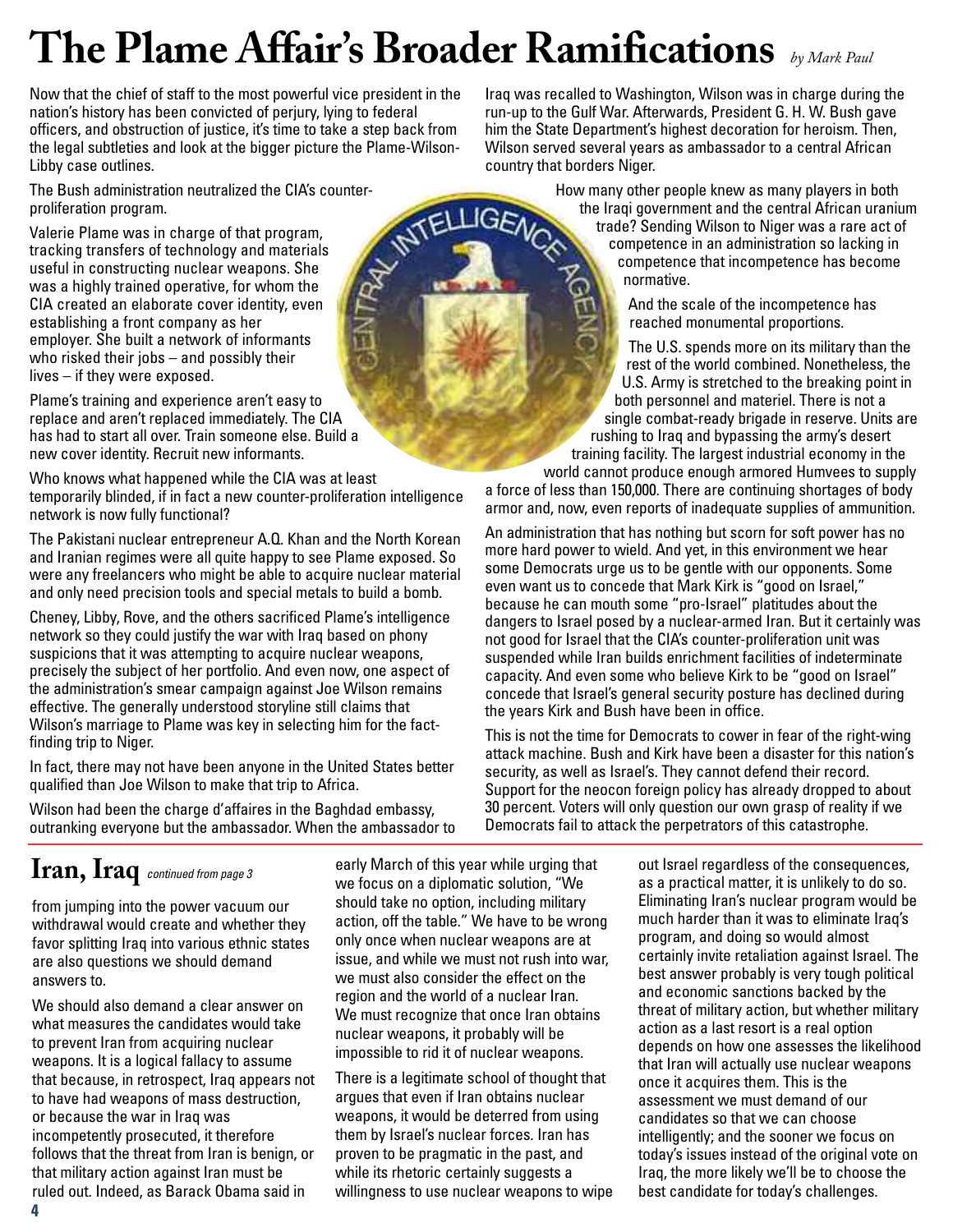# The Plame Affair's Broader Ramifications

*by Mark Paul*

Now that the chief of staff to the most powerful vice president in the nation's history has been convicted of perjury, lying to federal officers, and obstruction of justice, it's time to take a step back from the legal subtleties and look at the bigger picture the Plame-Wilson-Libby case outlines.

The Bush administration neutralized the CIA's counter-proliferation program.

Valerie Plame was in charge of that program, tracking transfers of technology and materials useful in constructing nuclear weapons. She was a highly trained operative, for whom the CIA created an elaborate cover identity, even establishing a front company as her employer. She built a network of informants who risked their jobs – and possibly their lives – if they were exposed.

Plame's training and experience aren't easy to replace and aren't replaced immediately. The CIA has had to start all over. Train someone else. Build a new cover identity. Recruit new informants.

Who knows what happened while the CIA was at least temporarily blinded, if in fact a new counter-proliferation intelligence network is now fully functional?

The Pakistani nuclear entrepreneur A.Q. Khan and the North Korean and Iranian regimes were all quite happy to see Plame exposed. So were any freelancers who might be able to acquire nuclear material and only need precision tools and special metals to build a bomb.

Cheney, Libby, Rove, and the others sacrificed Plame's intelligence network so they could justify the war with Iraq based on phony suspicions that it was attempting to acquire nuclear weapons, precisely the subject of her portfolio. And even now, one aspect of the administration's smear campaign against Joe Wilson remains effective. The generally understood storyline still claims that Wilson's marriage to Plame was key in selecting him for the fact-finding trip to Niger.

In fact, there may not have been anyone in the United States better qualified than Joe Wilson to make that trip to Africa.

Wilson had been the charge d'affaires in the Baghdad embassy, outranking everyone but the ambassador. When the ambassador to Iraq was recalled to Washington, Wilson was in charge during the run-up to the Gulf War. Afterwards, President G. H. W. Bush gave him the State Department's highest decoration for heroism. Then, Wilson served several years as ambassador to a central African country that borders Niger.

How many other people knew as many players in both the Iraqi government and the central African uranium trade? Sending Wilson to Niger was a rare act of competence in an administration so lacking in competence that incompetence has become normative.

And the scale of the incompetence has reached monumental proportions.

The U.S. spends more on its military than the rest of the world combined. Nonetheless, the U.S. Army is stretched to the breaking point in both personnel and materiel. There is not a single combat-ready brigade in reserve. Units are rushing to Iraq and bypassing the army's desert training facility. The largest industrial economy in the world cannot produce enough armored Humvees to supply a force of less than 150,000. There are continuing shortages of body armor and, now, even reports of inadequate supplies of ammunition.

An administration that has nothing but scorn for soft power has no more hard power to wield. And yet, in this environment we hear some Democrats urge us to be gentle with our opponents. Some even want us to concede that Mark Kirk is "good on Israel," because he can mouth some "pro-Israel" platitudes about the dangers to Israel posed by a nuclear-armed Iran. But it certainly was not good for Israel that the CIA's counter-proliferation unit was suspended while Iran builds enrichment facilities of indeterminate capacity. And even some who believe Kirk to be "good on Israel" concede that Israel's general security posture has declined during the years Kirk and Bush have been in office.

This is not the time for Democrats to cower in fear of the right-wing attack machine. Bush and Kirk have been a disaster for this nation's security, as well as Israel's. They cannot defend their record. Support for the neocon foreign policy has already dropped to about 30 percent. Voters will only question our own grasp of reality if we Democrats fail to attack the perpetrators of this catastrophe.

---

## Iran, Iraq

*continued from page 3*

from jumping into the power vacuum our withdrawal would create and whether they favor splitting Iraq into various ethnic states are also questions we should demand answers to.

We should also demand a clear answer on what measures the candidates would take to prevent Iran from acquiring nuclear weapons. It is a logical fallacy to assume that because, in retrospect, Iraq appears not to have had weapons of mass destruction, or because the war in Iraq was incompetently prosecuted, it therefore follows that the threat from Iran is benign, or that military action against Iran must be ruled out. Indeed, as Barack Obama said in early March of this year while urging that we focus on a diplomatic solution, "We should take no option, including military action, off the table." We have to be wrong only once when nuclear weapons are at issue, and while we must not rush into war, we must also consider the effect on the region and the world of a nuclear Iran. We must recognize that once Iran obtains nuclear weapons, it probably will be impossible to rid it of nuclear weapons.

There is a legitimate school of thought that argues that even if Iran obtains nuclear weapons, it would be deterred from using them by Israel's nuclear forces. Iran has proven to be pragmatic in the past, and while its rhetoric certainly suggests a willingness to use nuclear weapons to wipe out Israel regardless of the consequences, as a practical matter, it is unlikely to do so. Eliminating Iran's nuclear program would be much harder than it was to eliminate Iraq's program, and doing so would almost certainly invite retaliation against Israel. The best answer probably is very tough political and economic sanctions backed by the threat of military action, but whether military action as a last resort is a real option depends on how one assesses the likelihood that Iran will actually use nuclear weapons once it acquires them. This is the assessment we must demand of our candidates so that we can choose intelligently; and the sooner we focus on today's issues instead of the original vote on Iraq, the more likely we'll be to choose the best candidate for today's challenges.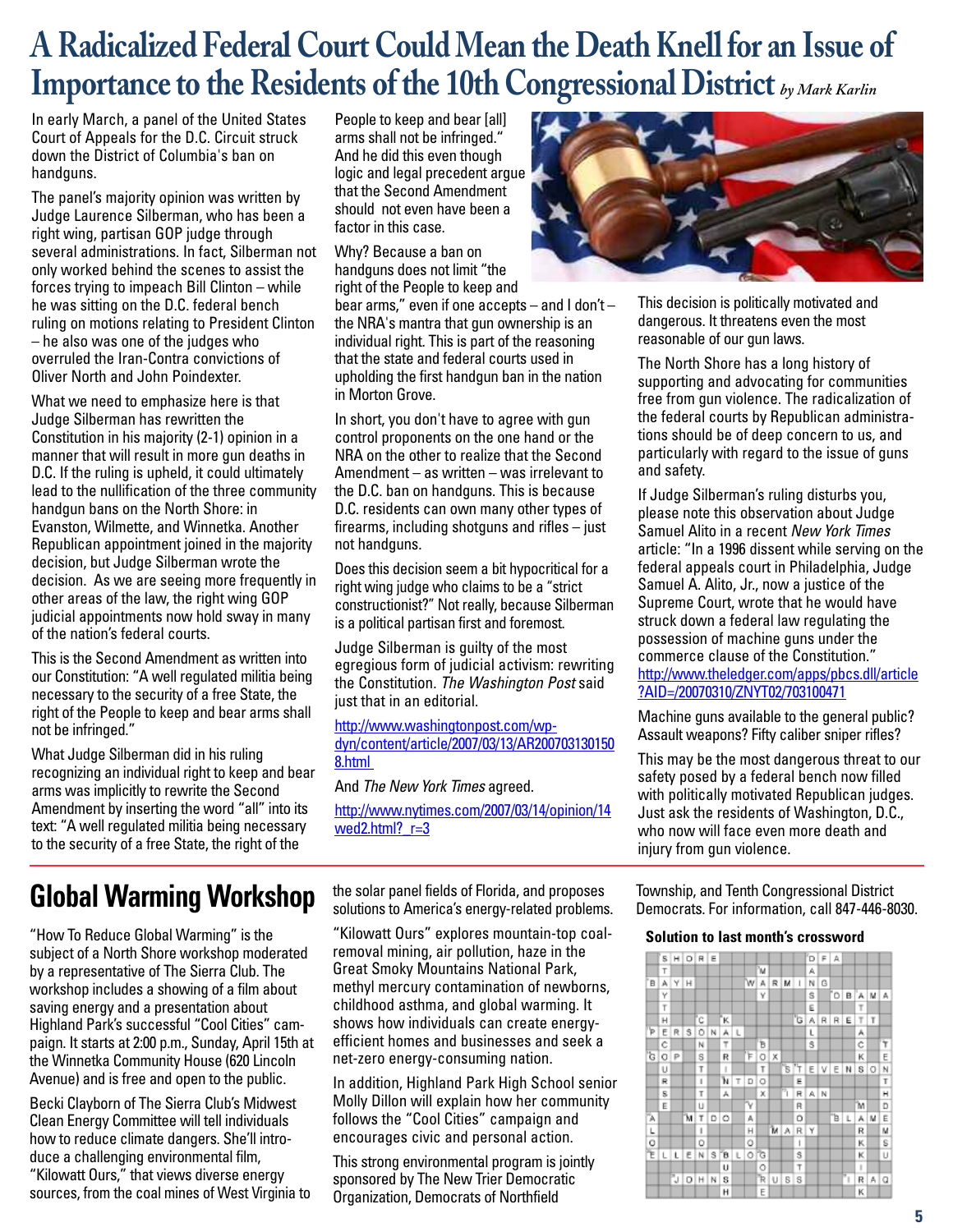# A Radicalized Federal Court Could Mean the Death Knell for an Issue of Importance to the Residents of the 10th Congressional District

*by Mark Karlin*

In early March, a panel of the United States Court of Appeals for the D.C. Circuit struck down the District of Columbia's ban on handguns.

The panel's majority opinion was written by Judge Laurence Silberman, who has been a right wing, partisan GOP judge through several administrations. In fact, Silberman not only worked behind the scenes to assist the forces trying to impeach Bill Clinton – while he was sitting on the D.C. federal bench ruling on motions relating to President Clinton – he also was one of the judges who overruled the Iran-Contra convictions of Oliver North and John Poindexter.

What we need to emphasize here is that Judge Silberman has rewritten the Constitution in his majority (2-1) opinion in a manner that will result in more gun deaths in D.C. If the ruling is upheld, it could ultimately lead to the nullification of the three community handgun bans on the North Shore: in Evanston, Wilmette, and Winnetka. Another Republican appointment joined in the majority decision, but Judge Silberman wrote the decision. As we are seeing more frequently in other areas of the law, the right wing GOP judicial appointments now hold sway in many of the nation's federal courts.

This is the Second Amendment as written into our Constitution: "A well regulated militia being necessary to the security of a free State, the right of the People to keep and bear arms shall not be infringed."

What Judge Silberman did in his ruling recognizing an individual right to keep and bear arms was implicitly to rewrite the Second Amendment by inserting the word "all" into its text: "A well regulated militia being necessary to the security of a free State, the right of the People to keep and bear [all] arms shall not be infringed." And he did this even though logic and legal precedent argue that the Second Amendment should not even have been a factor in this case.

Why? Because a ban on handguns does not limit "the right of the People to keep and bear arms," even if one accepts – and I don't – the NRA's mantra that gun ownership is an individual right. This is part of the reasoning that the state and federal courts used in upholding the first handgun ban in the nation in Morton Grove.

In short, you don't have to agree with gun control proponents on the one hand or the NRA on the other to realize that the Second Amendment – as written – was irrelevant to the D.C. ban on handguns. This is because D.C. residents can own many other types of firearms, including shotguns and rifles – just not handguns.

Does this decision seem a bit hypocritical for a right wing judge who claims to be a "strict constructionist?" Not really, because Silberman is a political partisan first and foremost.

Judge Silberman is guilty of the most egregious form of judicial activism: rewriting the Constitution. *The Washington Post* said just that in an editorial.

http://www.washingtonpost.com/wp-dyn/content/article/2007/03/13/AR2007031301508.html

And *The New York Times* agreed.

http://www.nytimes.com/2007/03/14/opinion/14wed2.html?_r=3

This decision is politically motivated and dangerous. It threatens even the most reasonable of our gun laws.

The North Shore has a long history of supporting and advocating for communities free from gun violence. The radicalization of the federal courts by Republican administrations should be of deep concern to us, and particularly with regard to the issue of guns and safety.

If Judge Silberman's ruling disturbs you, please note this observation about Judge Samuel Alito in a recent *New York Times* article: "In a 1996 dissent while serving on the federal appeals court in Philadelphia, Judge Samuel A. Alito, Jr., now a justice of the Supreme Court, wrote that he would have struck down a federal law regulating the possession of machine guns under the commerce clause of the Constitution."
http://www.theledger.com/apps/pbcs.dll/article?AID=/20070310/ZNYT02/703100471

Machine guns available to the general public? Assault weapons? Fifty caliber sniper rifles?

This may be the most dangerous threat to our safety posed by a federal bench now filled with politically motivated Republican judges. Just ask the residents of Washington, D.C., who now will face even more death and injury from gun violence.

# Global Warming Workshop

"How To Reduce Global Warming" is the subject of a North Shore workshop moderated by a representative of The Sierra Club. The workshop includes a showing of a film about saving energy and a presentation about Highland Park's successful "Cool Cities" campaign. It starts at 2:00 p.m., Sunday, April 15th at the Winnetka Community House (620 Lincoln Avenue) and is free and open to the public.

Becki Clayborn of The Sierra Club's Midwest Clean Energy Committee will tell individuals how to reduce climate dangers. She'll introduce a challenging environmental film, "Kilowatt Ours," that views diverse energy sources, from the coal mines of West Virginia to the solar panel fields of Florida, and proposes solutions to America's energy-related problems.

"Kilowatt Ours" explores mountain-top coal-removal mining, air pollution, haze in the Great Smoky Mountains National Park, methyl mercury contamination of newborns, childhood asthma, and global warming. It shows how individuals can create energy-efficient homes and businesses and seek a net-zero energy-consuming nation.

In addition, Highland Park High School senior Molly Dillon will explain how her community follows the "Cool Cities" campaign and encourages civic and personal action.

This strong environmental program is jointly sponsored by The New Trier Democratic Organization, Democrats of Northfield Township, and Tenth Congressional District Democrats. For information, call 847-446-8030.

**Solution to last month's crossword**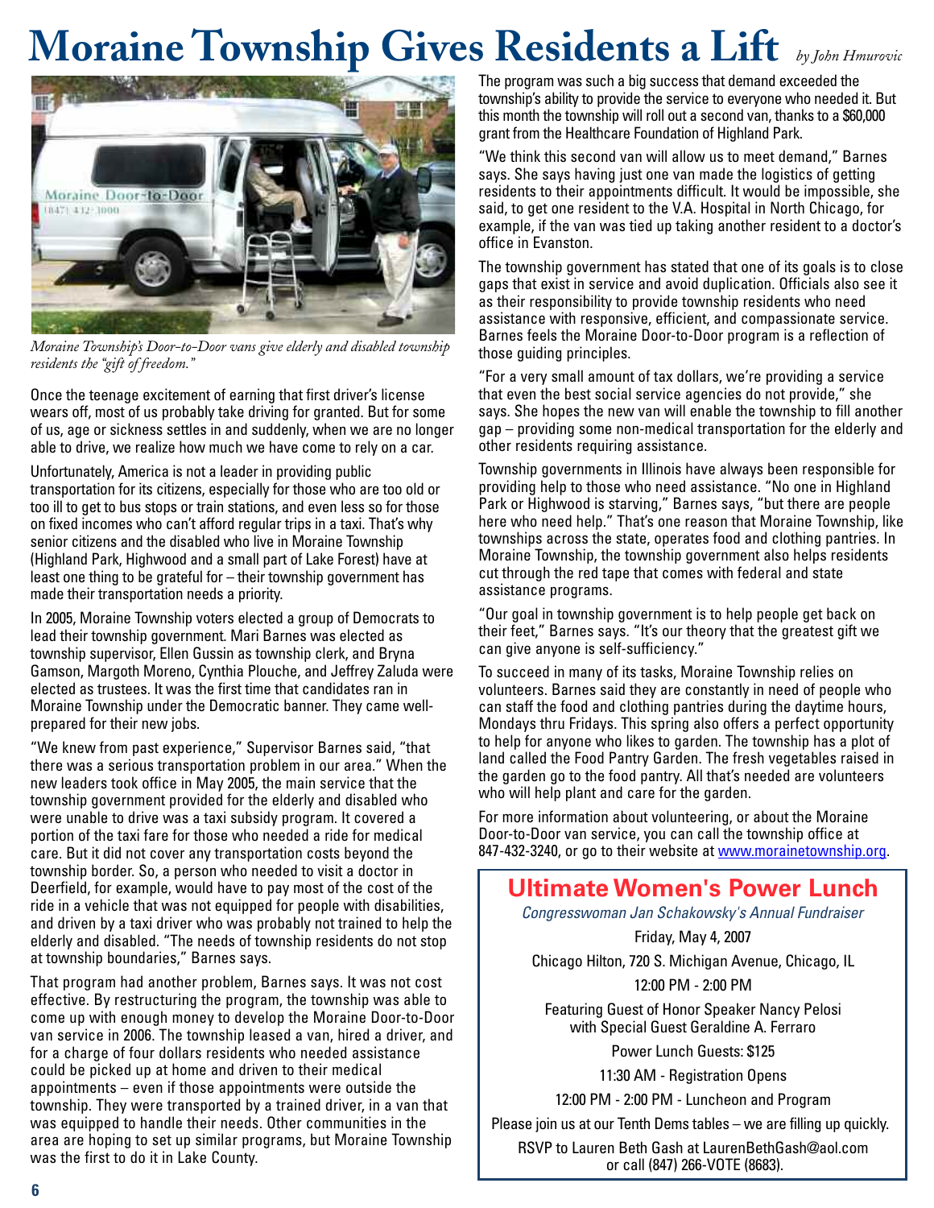# Moraine Township Gives Residents a Lift

*by John Hmurovic*

*Moraine Township's Door-to-Door vans give elderly and disabled township residents the "gift of freedom."*

Once the teenage excitement of earning that first driver's license wears off, most of us probably take driving for granted. But for some of us, age or sickness settles in and suddenly, when we are no longer able to drive, we realize how much we have come to rely on a car.

Unfortunately, America is not a leader in providing public transportation for its citizens, especially for those who are too old or too ill to get to bus stops or train stations, and even less so for those on fixed incomes who can't afford regular trips in a taxi. That's why senior citizens and the disabled who live in Moraine Township (Highland Park, Highwood and a small part of Lake Forest) have at least one thing to be grateful for – their township government has made their transportation needs a priority.

In 2005, Moraine Township voters elected a group of Democrats to lead their township government. Mari Barnes was elected as township supervisor, Ellen Gussin as township clerk, and Bryna Gamson, Margoth Moreno, Cynthia Plouche, and Jeffrey Zaluda were elected as trustees. It was the first time that candidates ran in Moraine Township under the Democratic banner. They came well-prepared for their new jobs.

"We knew from past experience," Supervisor Barnes said, "that there was a serious transportation problem in our area." When the new leaders took office in May 2005, the main service that the township government provided for the elderly and disabled who were unable to drive was a taxi subsidy program. It covered a portion of the taxi fare for those who needed a ride for medical care. But it did not cover any transportation costs beyond the township border. So, a person who needed to visit a doctor in Deerfield, for example, would have to pay most of the cost of the ride in a vehicle that was not equipped for people with disabilities, and driven by a taxi driver who was probably not trained to help the elderly and disabled. "The needs of township residents do not stop at township boundaries," Barnes says.

That program had another problem, Barnes says. It was not cost effective. By restructuring the program, the township was able to come up with enough money to develop the Moraine Door-to-Door van service in 2006. The township leased a van, hired a driver, and for a charge of four dollars residents who needed assistance could be picked up at home and driven to their medical appointments – even if those appointments were outside the township. They were transported by a trained driver, in a van that was equipped to handle their needs. Other communities in the area are hoping to set up similar programs, but Moraine Township was the first to do it in Lake County.

The program was such a big success that demand exceeded the township's ability to provide the service to everyone who needed it. But this month the township will roll out a second van, thanks to a $60,000 grant from the Healthcare Foundation of Highland Park.

"We think this second van will allow us to meet demand," Barnes says. She says having just one van made the logistics of getting residents to their appointments difficult. It would be impossible, she said, to get one resident to the V.A. Hospital in North Chicago, for example, if the van was tied up taking another resident to a doctor's office in Evanston.

The township government has stated that one of its goals is to close gaps that exist in service and avoid duplication. Officials also see it as their responsibility to provide township residents who need assistance with responsive, efficient, and compassionate service. Barnes feels the Moraine Door-to-Door program is a reflection of those guiding principles.

"For a very small amount of tax dollars, we're providing a service that even the best social service agencies do not provide," she says. She hopes the new van will enable the township to fill another gap – providing some non-medical transportation for the elderly and other residents requiring assistance.

Township governments in Illinois have always been responsible for providing help to those who need assistance. "No one in Highland Park or Highwood is starving," Barnes says, "but there are people here who need help." That's one reason that Moraine Township, like townships across the state, operates food and clothing pantries. In Moraine Township, the township government also helps residents cut through the red tape that comes with federal and state assistance programs.

"Our goal in township government is to help people get back on their feet," Barnes says. "It's our theory that the greatest gift we can give anyone is self-sufficiency."

To succeed in many of its tasks, Moraine Township relies on volunteers. Barnes said they are constantly in need of people who can staff the food and clothing pantries during the daytime hours, Mondays thru Fridays. This spring also offers a perfect opportunity to help for anyone who likes to garden. The township has a plot of land called the Food Pantry Garden. The fresh vegetables raised in the garden go to the food pantry. All that's needed are volunteers who will help plant and care for the garden.

For more information about volunteering, or about the Moraine Door-to-Door van service, you can call the township office at 847-432-3240, or go to their website at www.morainetownship.org.

## Ultimate Women's Power Lunch

*Congresswoman Jan Schakowsky's Annual Fundraiser*

Friday, May 4, 2007

Chicago Hilton, 720 S. Michigan Avenue, Chicago, IL

12:00 PM - 2:00 PM

Featuring Guest of Honor Speaker Nancy Pelosi with Special Guest Geraldine A. Ferraro

Power Lunch Guests: $125

11:30 AM - Registration Opens

12:00 PM - 2:00 PM - Luncheon and Program

Please join us at our Tenth Dems tables – we are filling up quickly.

RSVP to Lauren Beth Gash at LaurenBethGash@aol.com or call (847) 266-VOTE (8683).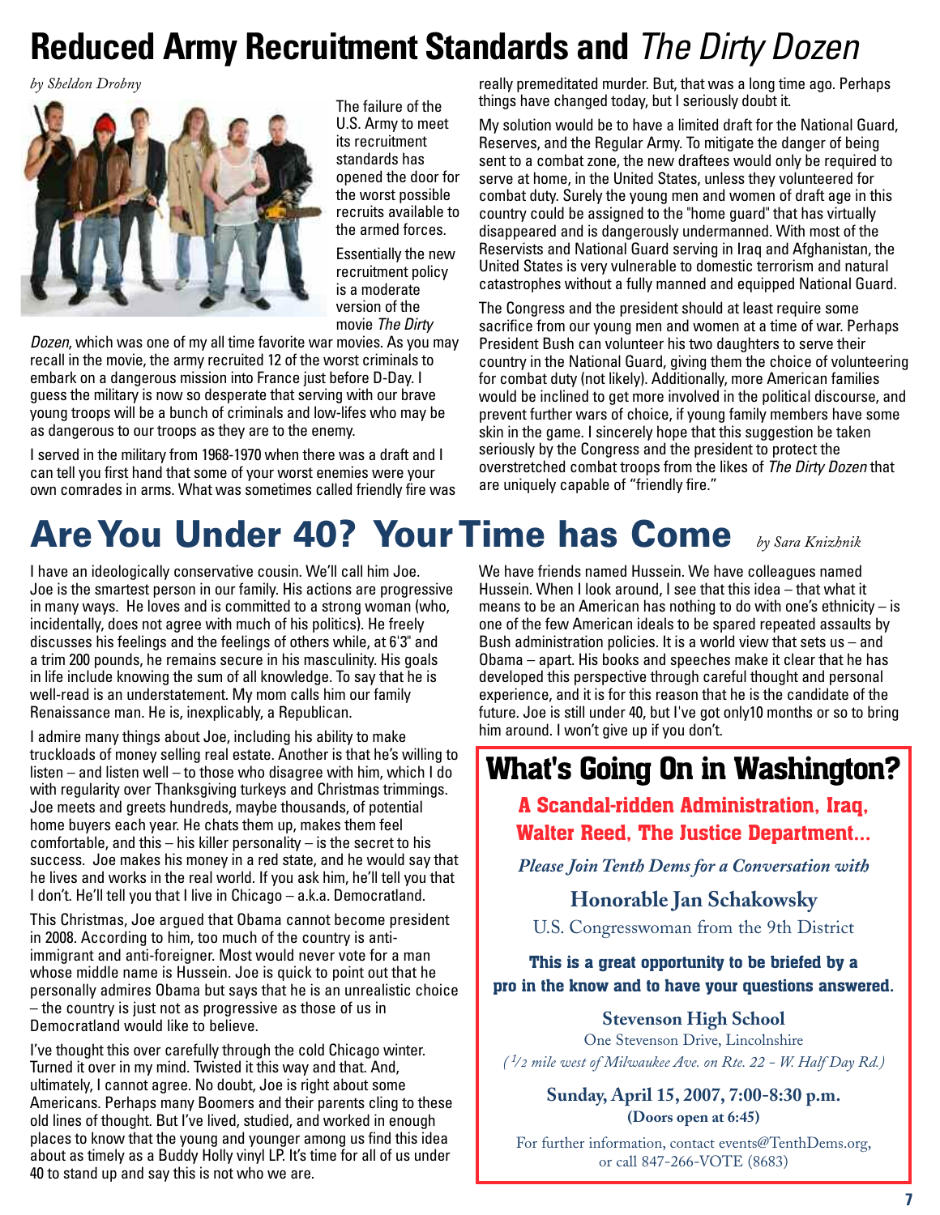# Reduced Army Recruitment Standards and *The Dirty Dozen*

*by Sheldon Drobny*

The failure of the U.S. Army to meet its recruitment standards has opened the door for the worst possible recruits available to the armed forces.

Essentially the new recruitment policy is a moderate version of the movie *The Dirty Dozen*, which was one of my all time favorite war movies. As you may recall in the movie, the army recruited 12 of the worst criminals to embark on a dangerous mission into France just before D-Day. I guess the military is now so desperate that serving with our brave young troops will be a bunch of criminals and low-lifes who may be as dangerous to our troops as they are to the enemy.

I served in the military from 1968-1970 when there was a draft and I can tell you first hand that some of your worst enemies were your own comrades in arms. What was sometimes called friendly fire was really premeditated murder. But, that was a long time ago. Perhaps things have changed today, but I seriously doubt it.

My solution would be to have a limited draft for the National Guard, Reserves, and the Regular Army. To mitigate the danger of being sent to a combat zone, the new draftees would only be required to serve at home, in the United States, unless they volunteered for combat duty. Surely the young men and women of draft age in this country could be assigned to the "home guard" that has virtually disappeared and is dangerously undermanned. With most of the Reservists and National Guard serving in Iraq and Afghanistan, the United States is very vulnerable to domestic terrorism and natural catastrophes without a fully manned and equipped National Guard.

The Congress and the president should at least require some sacrifice from our young men and women at a time of war. Perhaps President Bush can volunteer his two daughters to serve their country in the National Guard, giving them the choice of volunteering for combat duty (not likely). Additionally, more American families would be inclined to get more involved in the political discourse, and prevent further wars of choice, if young family members have some skin in the game. I sincerely hope that this suggestion be taken seriously by the Congress and the president to protect the overstretched combat troops from the likes of *The Dirty Dozen* that are uniquely capable of "friendly fire."

# Are You Under 40? Your Time has Come

*by Sara Knizhnik*

I have an ideologically conservative cousin. We'll call him Joe. Joe is the smartest person in our family. His actions are progressive in many ways. He loves and is committed to a strong woman (who, incidentally, does not agree with much of his politics). He freely discusses his feelings and the feelings of others while, at 6'3" and a trim 200 pounds, he remains secure in his masculinity. His goals in life include knowing the sum of all knowledge. To say that he is well-read is an understatement. My mom calls him our family Renaissance man. He is, inexplicably, a Republican.

I admire many things about Joe, including his ability to make truckloads of money selling real estate. Another is that he's willing to listen – and listen well – to those who disagree with him, which I do with regularity over Thanksgiving turkeys and Christmas trimmings. Joe meets and greets hundreds, maybe thousands, of potential home buyers each year. He chats them up, makes them feel comfortable, and this – his killer personality – is the secret to his success. Joe makes his money in a red state, and he would say that he lives and works in the real world. If you ask him, he'll tell you that I don't. He'll tell you that I live in Chicago – a.k.a. Democratland.

This Christmas, Joe argued that Obama cannot become president in 2008. According to him, too much of the country is anti-immigrant and anti-foreigner. Most would never vote for a man whose middle name is Hussein. Joe is quick to point out that he personally admires Obama but says that he is an unrealistic choice – the country is just not as progressive as those of us in Democratland would like to believe.

I've thought this over carefully through the cold Chicago winter. Turned it over in my mind. Twisted it this way and that. And, ultimately, I cannot agree. No doubt, Joe is right about some Americans. Perhaps many Boomers and their parents cling to these old lines of thought. But I've lived, studied, and worked in enough places to know that the young and younger among us find this idea about as timely as a Buddy Holly vinyl LP. It's time for all of us under 40 to stand up and say this is not who we are.

We have friends named Hussein. We have colleagues named Hussein. When I look around, I see that this idea – that what it means to be an American has nothing to do with one's ethnicity – is one of the few American ideals to be spared repeated assaults by Bush administration policies. It is a world view that sets us – and Obama – apart. His books and speeches make it clear that he has developed this perspective through careful thought and personal experience, and it is for this reason that he is the candidate of the future. Joe is still under 40, but I've got only10 months or so to bring him around. I won't give up if you don't.

## What's Going On in Washington?

**A Scandal-ridden Administration, Iraq, Walter Reed, The Justice Department...**

*Please Join Tenth Dems for a Conversation with*

**Honorable Jan Schakowsky**

U.S. Congresswoman from the 9th District

**This is a great opportunity to be briefed by a pro in the know and to have your questions answered.**

**Stevenson High School**

One Stevenson Drive, Lincolnshire

*(1/2 mile west of Milwaukee Ave. on Rte. 22 - W. Half Day Rd.)*

**Sunday, April 15, 2007, 7:00-8:30 p.m.**

**(Doors open at 6:45)**

For further information, contact events@TenthDems.org, or call 847-266-VOTE (8683)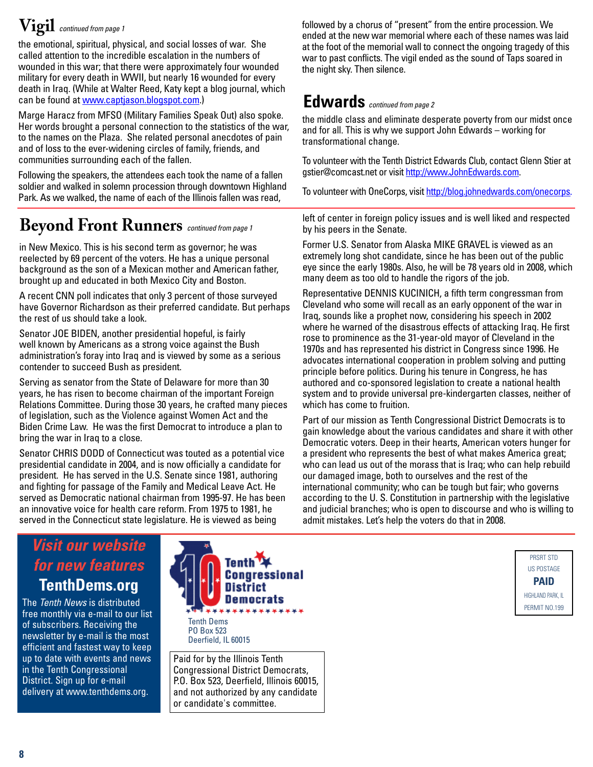## Vigil *continued from page 1*

the emotional, spiritual, physical, and social losses of war. She called attention to the incredible escalation in the numbers of wounded in this war; that there were approximately four wounded military for every death in WWII, but nearly 16 wounded for every death in Iraq. (While at Walter Reed, Katy kept a blog journal, which can be found at www.captjason.blogspot.com.)

Marge Haracz from MFSO (Military Families Speak Out) also spoke. Her words brought a personal connection to the statistics of the war, to the names on the Plaza. She related personal anecdotes of pain and of loss to the ever-widening circles of family, friends, and communities surrounding each of the fallen.

Following the speakers, the attendees each took the name of a fallen soldier and walked in solemn procession through downtown Highland Park. As we walked, the name of each of the Illinois fallen was read, followed by a chorus of "present" from the entire procession. We ended at the new war memorial where each of these names was laid at the foot of the memorial wall to connect the ongoing tragedy of this war to past conflicts. The vigil ended as the sound of Taps soared in the night sky. Then silence.

## Edwards *continued from page 2*

the middle class and eliminate desperate poverty from our midst once and for all. This is why we support John Edwards – working for transformational change.

To volunteer with the Tenth District Edwards Club, contact Glenn Stier at gstier@comcast.net or visit http://www.JohnEdwards.com.

To volunteer with OneCorps, visit http://blog.johnedwards.com/onecorps.

## Beyond Front Runners *continued from page 1*

in New Mexico. This is his second term as governor; he was reelected by 69 percent of the voters. He has a unique personal background as the son of a Mexican mother and American father, brought up and educated in both Mexico City and Boston.

A recent CNN poll indicates that only 3 percent of those surveyed have Governor Richardson as their preferred candidate. But perhaps the rest of us should take a look.

Senator JOE BIDEN, another presidential hopeful, is fairly well known by Americans as a strong voice against the Bush administration's foray into Iraq and is viewed by some as a serious contender to succeed Bush as president.

Serving as senator from the State of Delaware for more than 30 years, he has risen to become chairman of the important Foreign Relations Committee. During those 30 years, he crafted many pieces of legislation, such as the Violence against Women Act and the Biden Crime Law. He was the first Democrat to introduce a plan to bring the war in Iraq to a close.

Senator CHRIS DODD of Connecticut was touted as a potential vice presidential candidate in 2004, and is now officially a candidate for president. He has served in the U.S. Senate since 1981, authoring and fighting for passage of the Family and Medical Leave Act. He served as Democratic national chairman from 1995-97. He has been an innovative voice for health care reform. From 1975 to 1981, he served in the Connecticut state legislature. He is viewed as being left of center in foreign policy issues and is well liked and respected by his peers in the Senate.

Former U.S. Senator from Alaska MIKE GRAVEL is viewed as an extremely long shot candidate, since he has been out of the public eye since the early 1980s. Also, he will be 78 years old in 2008, which many deem as too old to handle the rigors of the job.

Representative DENNIS KUCINICH, a fifth term congressman from Cleveland who some will recall as an early opponent of the war in Iraq, sounds like a prophet now, considering his speech in 2002 where he warned of the disastrous effects of attacking Iraq. He first rose to prominence as the 31-year-old mayor of Cleveland in the 1970s and has represented his district in Congress since 1996. He advocates international cooperation in problem solving and putting principle before politics. During his tenure in Congress, he has authored and co-sponsored legislation to create a national health system and to provide universal pre-kindergarten classes, neither of which has come to fruition.

Part of our mission as Tenth Congressional District Democrats is to gain knowledge about the various candidates and share it with other Democratic voters. Deep in their hearts, American voters hunger for a president who represents the best of what makes America great; who can lead us out of the morass that is Iraq; who can help rebuild our damaged image, both to ourselves and the rest of the international community; who can be tough but fair; who governs according to the U. S. Constitution in partnership with the legislative and judicial branches; who is open to discourse and who is willing to admit mistakes. Let's help the voters do that in 2008.

***Visit our website for new features***

**TenthDems.org**

The *Tenth News* is distributed free monthly via e-mail to our list of subscribers. Receiving the newsletter by e-mail is the most efficient and fastest way to keep up to date with events and news in the Tenth Congressional District. Sign up for e-mail delivery at www.tenthdems.org.

Tenth Congressional District Democrats

Tenth Dems
PO Box 523
Deerfield, IL 60015

Paid for by the Illinois Tenth Congressional District Democrats, P.O. Box 523, Deerfield, Illinois 60015, and not authorized by any candidate or candidate's committee.

PRSRT STD
US POSTAGE
**PAID**
HIGHLAND PARK, IL
PERMIT NO.199